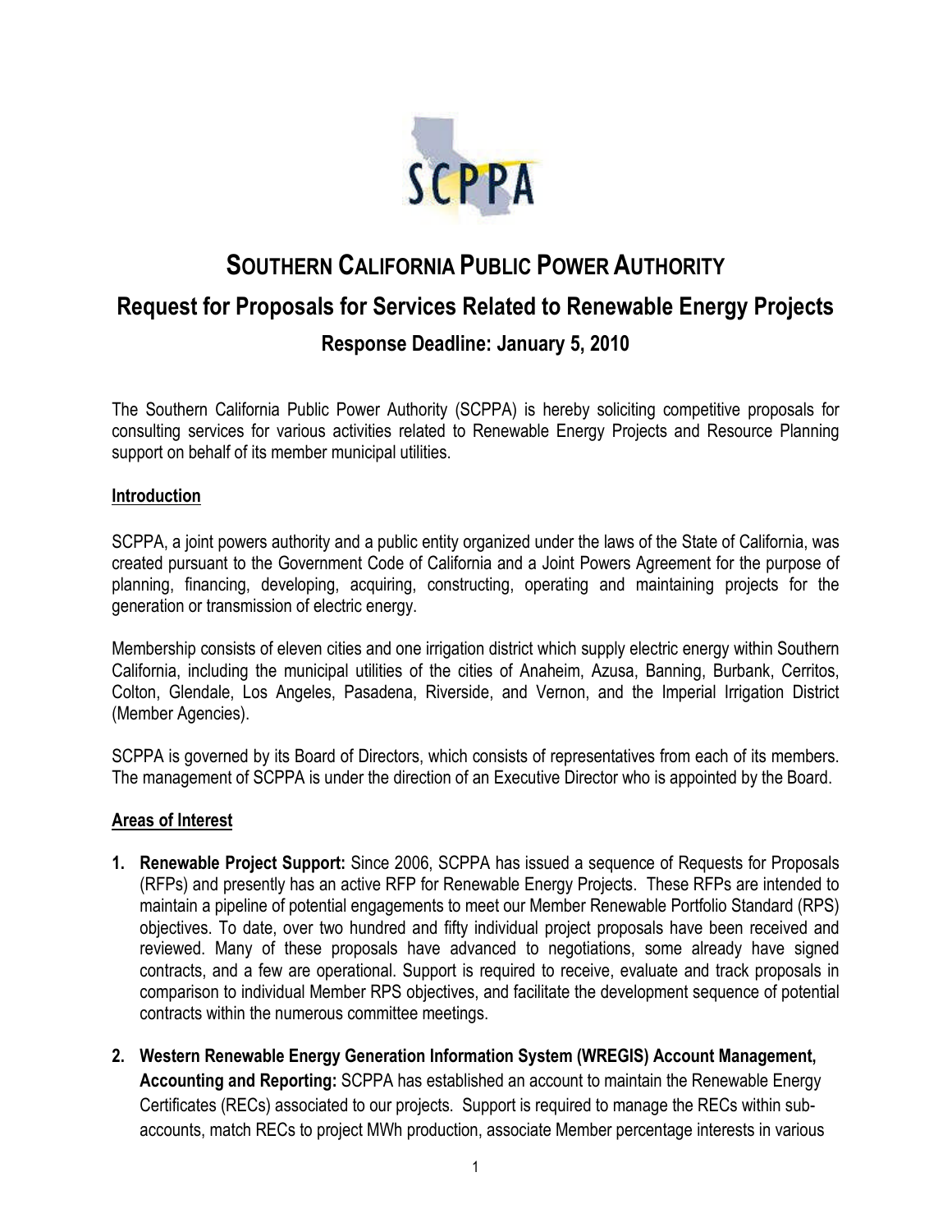# SOUTHERN CALIFORNIA PUBLIC POWER AUTHORITY

## Request for Proposals for Services Related to Renewable Energy Projects

### Response Deadline: January 5, 2010

The Southern California Public Power Authority (SCPPA) is hereby soliciting competitive proposals for consulting services for various activities related to Renewable Energy Projects and Resource Planning support on behalf of its member municipal utilities.

**Introduction**

SCPPA, a joint powers authority and a public entity organized under the laws of the State of California, was created pursuant to the Government Code of California and a Joint Powers Agreement for the purpose of planning, financing, developing, acquiring, constructing, operating and maintaining projects for the generation or transmission of electric energy.

Membership consists of eleven cities and one irrigation district which supply electric energy within Southern California, including the municipal utilities of the cities of Anaheim, Azusa, Banning, Burbank, Cerritos, Colton, Glendale, Los Angeles, Pasadena, Riverside, and Vernon, and the Imperial Irrigation District (Member Agencies).

SCPPA is governed by its Board of Directors, which consists of representatives from each of its members. The management of SCPPA is under the direction of an Executive Director who is appointed by the Board.

**Areas of Interest**

1. **Renewable Project Support:** Since 2006, SCPPA has issued a sequence of Requests for Proposals (RFPs) and presently has an active RFP for Renewable Energy Projects. These RFPs are intended to maintain a pipeline of potential engagements to meet our Member Renewable Portfolio Standard (RPS) objectives. To date, over two hundred and fifty individual project proposals have been received and reviewed. Many of these proposals have advanced to negotiations, some already have signed contracts, and a few are operational. Support is required to receive, evaluate and track proposals in comparison to individual Member RPS objectives, and facilitate the development sequence of potential contracts within the numerous committee meetings.

2. **Western Renewable Energy Generation Information System (WREGIS) Account Management, Accounting and Reporting:** SCPPA has established an account to maintain the Renewable Energy Certificates (RECs) associated to our projects. Support is required to manage the RECs within sub-accounts, match RECs to project MWh production, associate Member percentage interests in various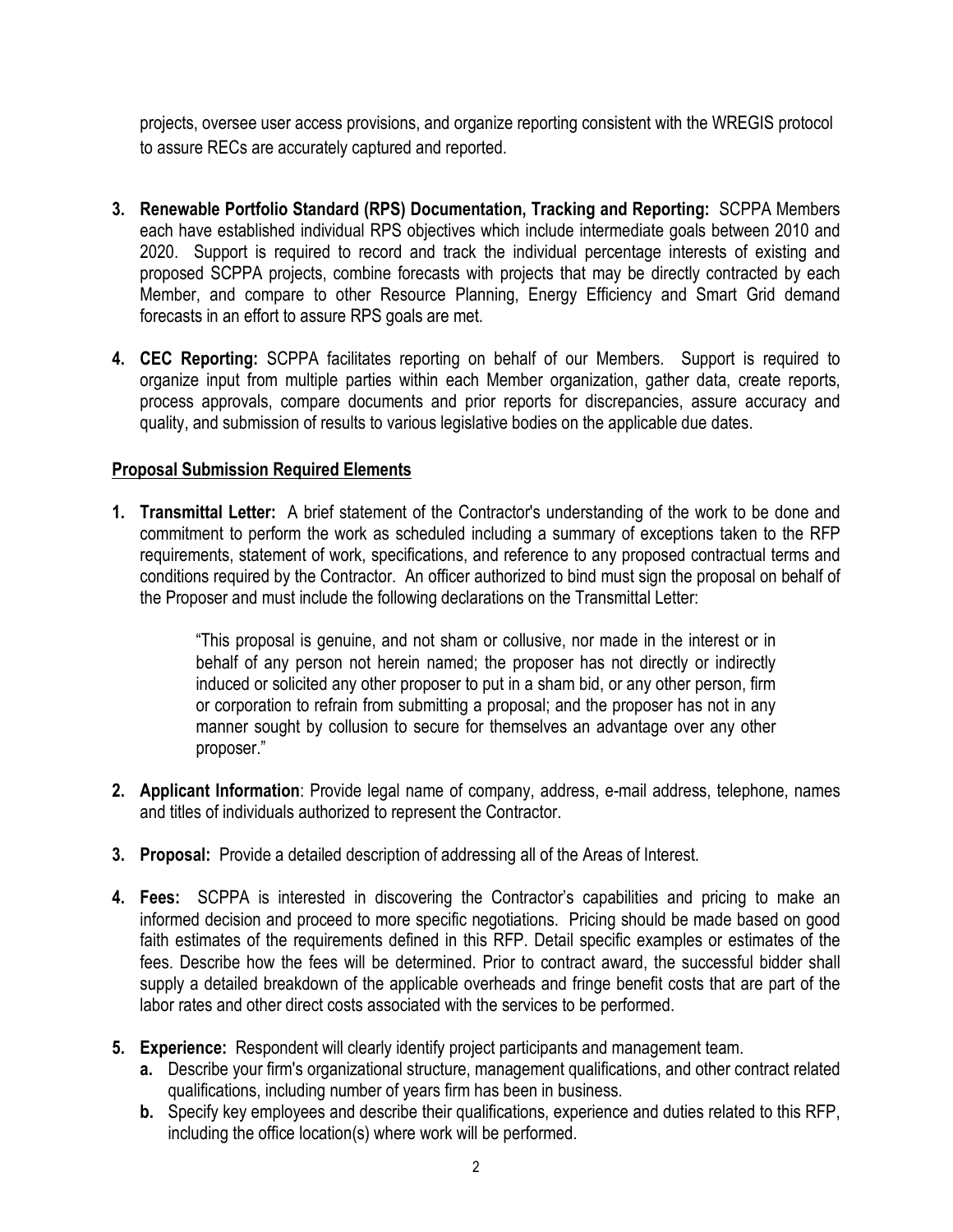projects, oversee user access provisions, and organize reporting consistent with the WREGIS protocol to assure RECs are accurately captured and reported.

3. **Renewable Portfolio Standard (RPS) Documentation, Tracking and Reporting:** SCPPA Members each have established individual RPS objectives which include intermediate goals between 2010 and 2020. Support is required to record and track the individual percentage interests of existing and proposed SCPPA projects, combine forecasts with projects that may be directly contracted by each Member, and compare to other Resource Planning, Energy Efficiency and Smart Grid demand forecasts in an effort to assure RPS goals are met.

4. **CEC Reporting:** SCPPA facilitates reporting on behalf of our Members. Support is required to organize input from multiple parties within each Member organization, gather data, create reports, process approvals, compare documents and prior reports for discrepancies, assure accuracy and quality, and submission of results to various legislative bodies on the applicable due dates.

## Proposal Submission Required Elements

1. **Transmittal Letter:** A brief statement of the Contractor's understanding of the work to be done and commitment to perform the work as scheduled including a summary of exceptions taken to the RFP requirements, statement of work, specifications, and reference to any proposed contractual terms and conditions required by the Contractor. An officer authorized to bind must sign the proposal on behalf of the Proposer and must include the following declarations on the Transmittal Letter:

   > "This proposal is genuine, and not sham or collusive, nor made in the interest or in behalf of any person not herein named; the proposer has not directly or indirectly induced or solicited any other proposer to put in a sham bid, or any other person, firm or corporation to refrain from submitting a proposal; and the proposer has not in any manner sought by collusion to secure for themselves an advantage over any other proposer."

2. **Applicant Information**: Provide legal name of company, address, e-mail address, telephone, names and titles of individuals authorized to represent the Contractor.

3. **Proposal:** Provide a detailed description of addressing all of the Areas of Interest.

4. **Fees:** SCPPA is interested in discovering the Contractor's capabilities and pricing to make an informed decision and proceed to more specific negotiations. Pricing should be made based on good faith estimates of the requirements defined in this RFP. Detail specific examples or estimates of the fees. Describe how the fees will be determined. Prior to contract award, the successful bidder shall supply a detailed breakdown of the applicable overheads and fringe benefit costs that are part of the labor rates and other direct costs associated with the services to be performed.

5. **Experience:** Respondent will clearly identify project participants and management team.
   a. Describe your firm's organizational structure, management qualifications, and other contract related qualifications, including number of years firm has been in business.
   b. Specify key employees and describe their qualifications, experience and duties related to this RFP, including the office location(s) where work will be performed.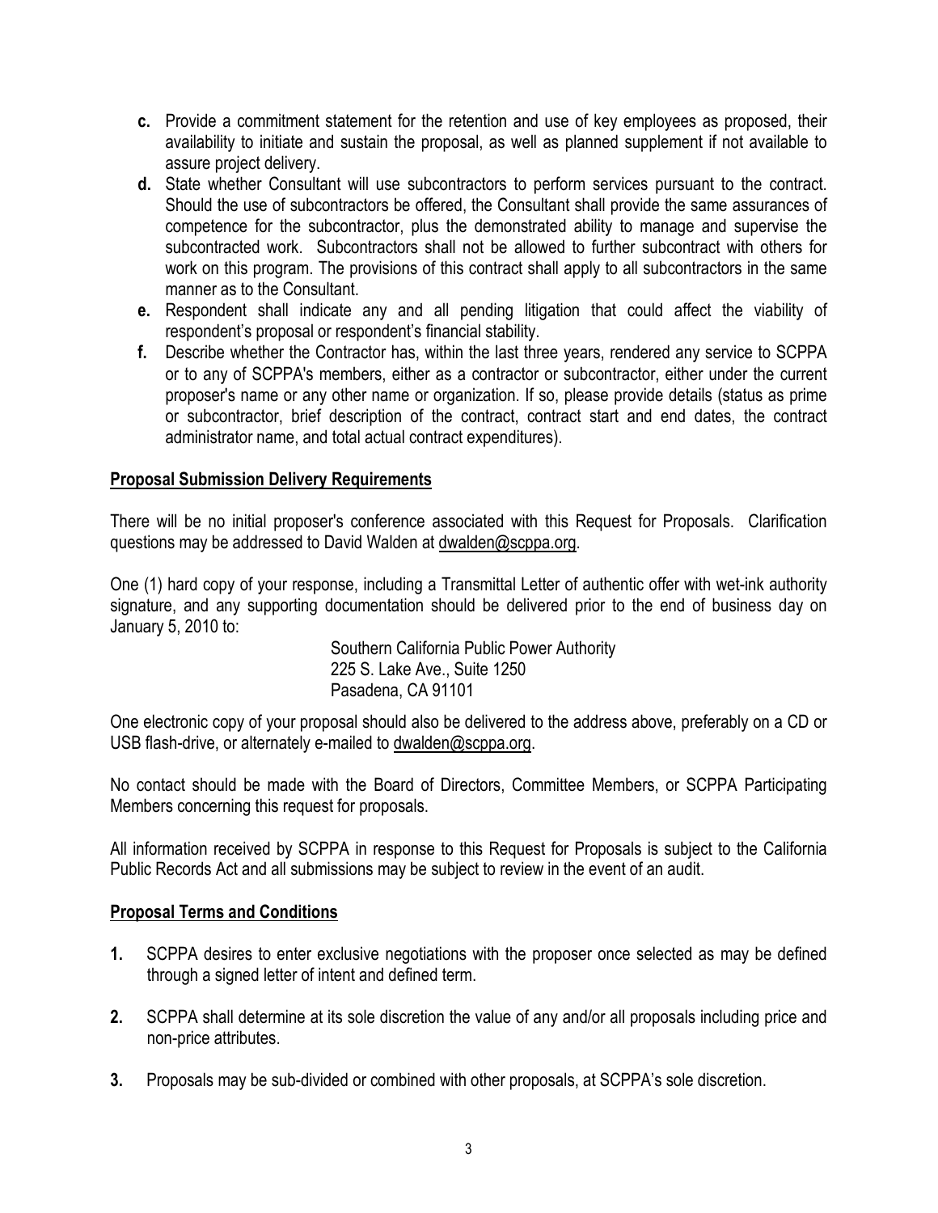- **c.** Provide a commitment statement for the retention and use of key employees as proposed, their availability to initiate and sustain the proposal, as well as planned supplement if not available to assure project delivery.
- **d.** State whether Consultant will use subcontractors to perform services pursuant to the contract. Should the use of subcontractors be offered, the Consultant shall provide the same assurances of competence for the subcontractor, plus the demonstrated ability to manage and supervise the subcontracted work. Subcontractors shall not be allowed to further subcontract with others for work on this program. The provisions of this contract shall apply to all subcontractors in the same manner as to the Consultant.
- **e.** Respondent shall indicate any and all pending litigation that could affect the viability of respondent's proposal or respondent's financial stability.
- **f.** Describe whether the Contractor has, within the last three years, rendered any service to SCPPA or to any of SCPPA's members, either as a contractor or subcontractor, either under the current proposer's name or any other name or organization. If so, please provide details (status as prime or subcontractor, brief description of the contract, contract start and end dates, the contract administrator name, and total actual contract expenditures).

**Proposal Submission Delivery Requirements**

There will be no initial proposer's conference associated with this Request for Proposals. Clarification questions may be addressed to David Walden at dwalden@scppa.org.

One (1) hard copy of your response, including a Transmittal Letter of authentic offer with wet-ink authority signature, and any supporting documentation should be delivered prior to the end of business day on January 5, 2010 to:

Southern California Public Power Authority
225 S. Lake Ave., Suite 1250
Pasadena, CA 91101

One electronic copy of your proposal should also be delivered to the address above, preferably on a CD or USB flash-drive, or alternately e-mailed to dwalden@scppa.org.

No contact should be made with the Board of Directors, Committee Members, or SCPPA Participating Members concerning this request for proposals.

All information received by SCPPA in response to this Request for Proposals is subject to the California Public Records Act and all submissions may be subject to review in the event of an audit.

**Proposal Terms and Conditions**

1. SCPPA desires to enter exclusive negotiations with the proposer once selected as may be defined through a signed letter of intent and defined term.

2. SCPPA shall determine at its sole discretion the value of any and/or all proposals including price and non-price attributes.

3. Proposals may be sub-divided or combined with other proposals, at SCPPA's sole discretion.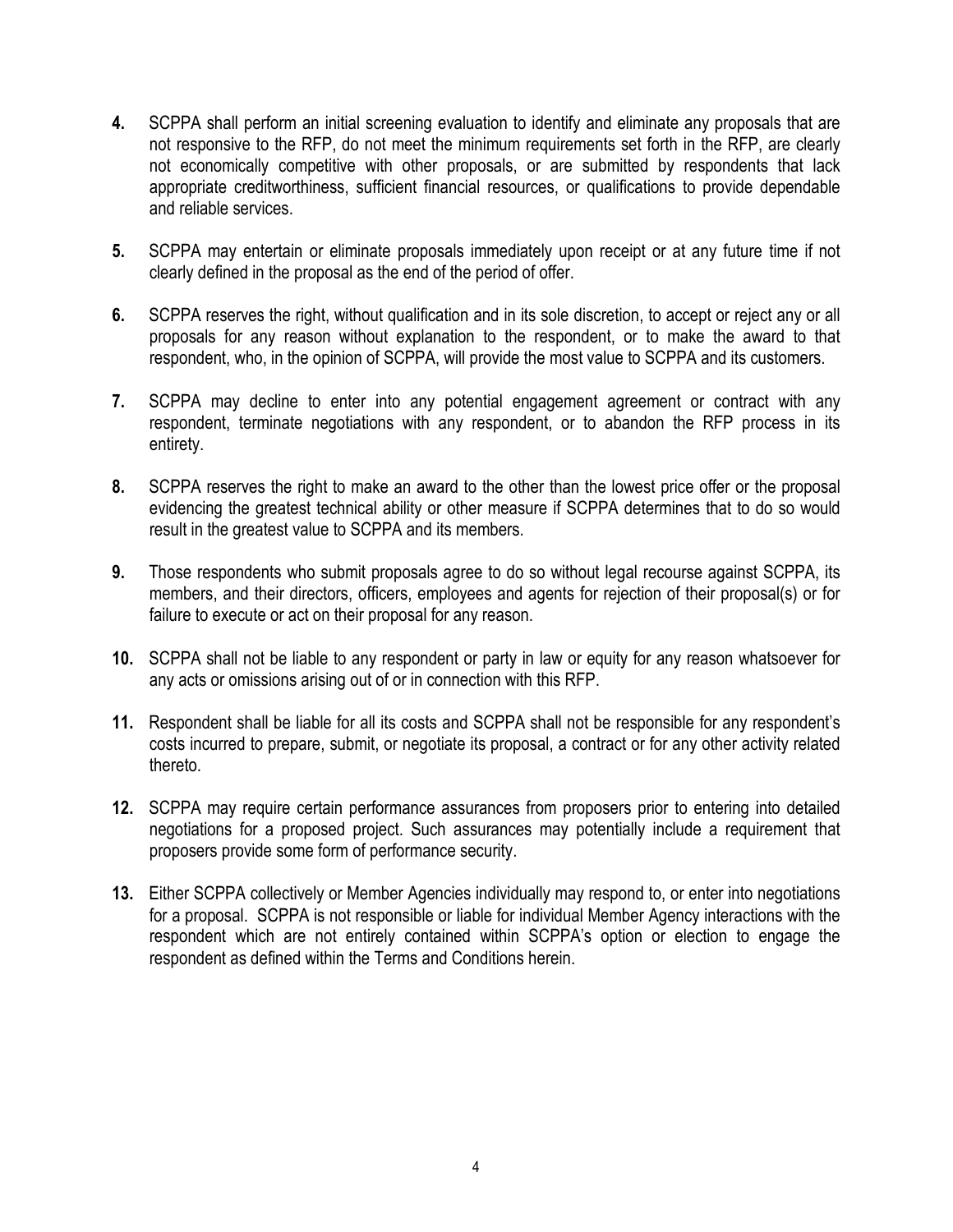**4.** SCPPA shall perform an initial screening evaluation to identify and eliminate any proposals that are not responsive to the RFP, do not meet the minimum requirements set forth in the RFP, are clearly not economically competitive with other proposals, or are submitted by respondents that lack appropriate creditworthiness, sufficient financial resources, or qualifications to provide dependable and reliable services.

**5.** SCPPA may entertain or eliminate proposals immediately upon receipt or at any future time if not clearly defined in the proposal as the end of the period of offer.

**6.** SCPPA reserves the right, without qualification and in its sole discretion, to accept or reject any or all proposals for any reason without explanation to the respondent, or to make the award to that respondent, who, in the opinion of SCPPA, will provide the most value to SCPPA and its customers.

**7.** SCPPA may decline to enter into any potential engagement agreement or contract with any respondent, terminate negotiations with any respondent, or to abandon the RFP process in its entirety.

**8.** SCPPA reserves the right to make an award to the other than the lowest price offer or the proposal evidencing the greatest technical ability or other measure if SCPPA determines that to do so would result in the greatest value to SCPPA and its members.

**9.** Those respondents who submit proposals agree to do so without legal recourse against SCPPA, its members, and their directors, officers, employees and agents for rejection of their proposal(s) or for failure to execute or act on their proposal for any reason.

**10.** SCPPA shall not be liable to any respondent or party in law or equity for any reason whatsoever for any acts or omissions arising out of or in connection with this RFP.

**11.** Respondent shall be liable for all its costs and SCPPA shall not be responsible for any respondent's costs incurred to prepare, submit, or negotiate its proposal, a contract or for any other activity related thereto.

**12.** SCPPA may require certain performance assurances from proposers prior to entering into detailed negotiations for a proposed project. Such assurances may potentially include a requirement that proposers provide some form of performance security.

**13.** Either SCPPA collectively or Member Agencies individually may respond to, or enter into negotiations for a proposal. SCPPA is not responsible or liable for individual Member Agency interactions with the respondent which are not entirely contained within SCPPA's option or election to engage the respondent as defined within the Terms and Conditions herein.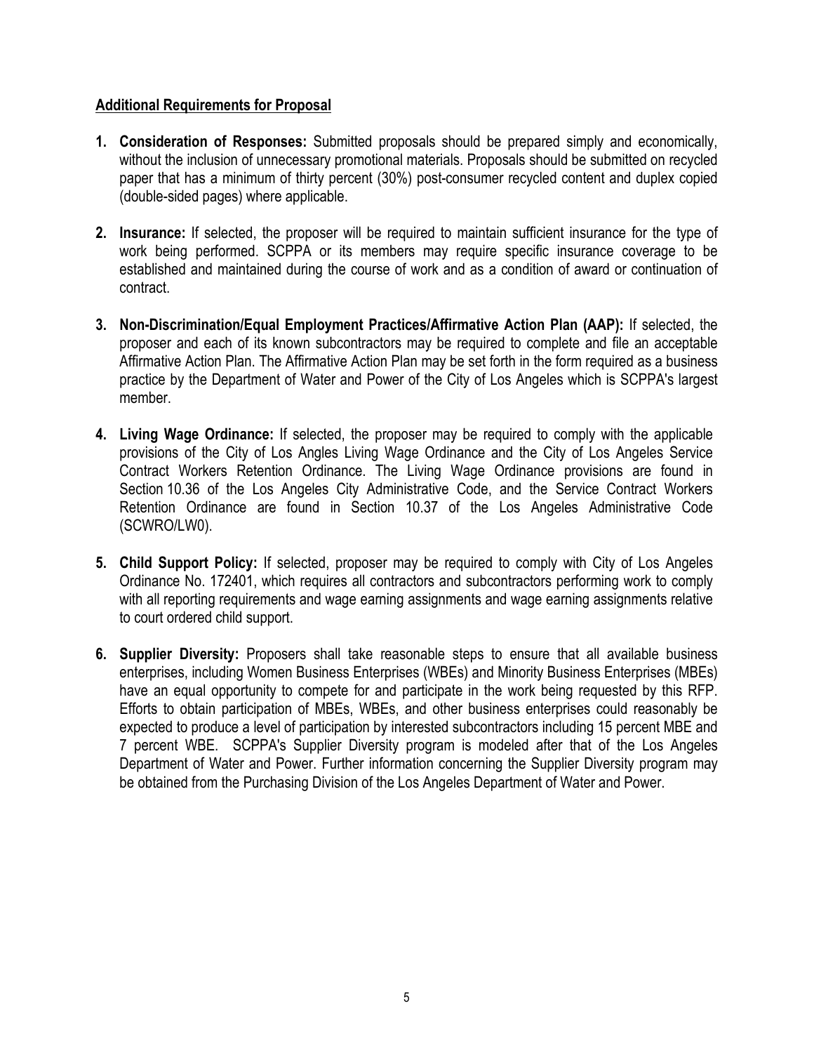**Additional Requirements for Proposal**

1. **Consideration of Responses:** Submitted proposals should be prepared simply and economically, without the inclusion of unnecessary promotional materials. Proposals should be submitted on recycled paper that has a minimum of thirty percent (30%) post-consumer recycled content and duplex copied (double-sided pages) where applicable.

2. **Insurance:** If selected, the proposer will be required to maintain sufficient insurance for the type of work being performed. SCPPA or its members may require specific insurance coverage to be established and maintained during the course of work and as a condition of award or continuation of contract.

3. **Non-Discrimination/Equal Employment Practices/Affirmative Action Plan (AAP):** If selected, the proposer and each of its known subcontractors may be required to complete and file an acceptable Affirmative Action Plan. The Affirmative Action Plan may be set forth in the form required as a business practice by the Department of Water and Power of the City of Los Angeles which is SCPPA's largest member.

4. **Living Wage Ordinance:** If selected, the proposer may be required to comply with the applicable provisions of the City of Los Angles Living Wage Ordinance and the City of Los Angeles Service Contract Workers Retention Ordinance. The Living Wage Ordinance provisions are found in Section 10.36 of the Los Angeles City Administrative Code, and the Service Contract Workers Retention Ordinance are found in Section 10.37 of the Los Angeles Administrative Code (SCWRO/LW0).

5. **Child Support Policy:** If selected, proposer may be required to comply with City of Los Angeles Ordinance No. 172401, which requires all contractors and subcontractors performing work to comply with all reporting requirements and wage earning assignments and wage earning assignments relative to court ordered child support.

6. **Supplier Diversity:** Proposers shall take reasonable steps to ensure that all available business enterprises, including Women Business Enterprises (WBEs) and Minority Business Enterprises (MBEs) have an equal opportunity to compete for and participate in the work being requested by this RFP. Efforts to obtain participation of MBEs, WBEs, and other business enterprises could reasonably be expected to produce a level of participation by interested subcontractors including 15 percent MBE and 7 percent WBE. SCPPA's Supplier Diversity program is modeled after that of the Los Angeles Department of Water and Power. Further information concerning the Supplier Diversity program may be obtained from the Purchasing Division of the Los Angeles Department of Water and Power.